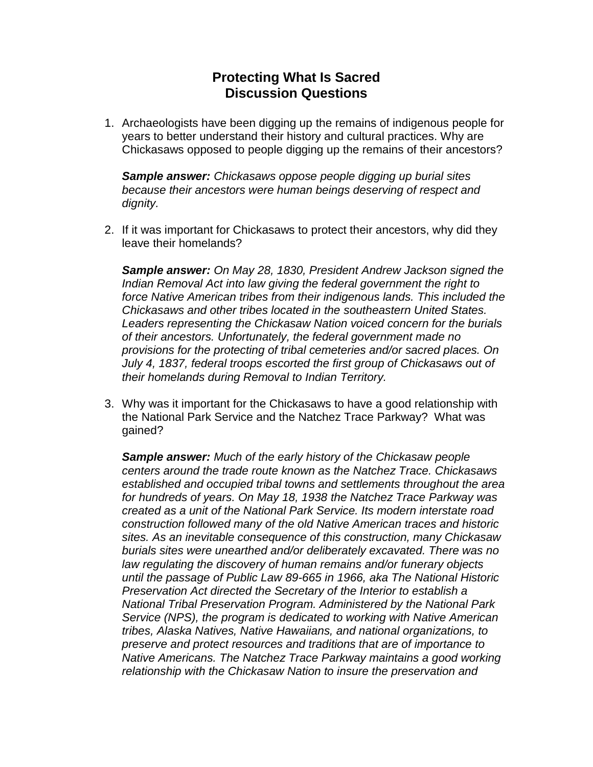# Protecting What Is Sacred
## Discussion Questions

1. Archaeologists have been digging up the remains of indigenous people for years to better understand their history and cultural practices. Why are Chickasaws opposed to people digging up the remains of their ancestors?

   ***Sample answer:*** *Chickasaws oppose people digging up burial sites because their ancestors were human beings deserving of respect and dignity.*

2. If it was important for Chickasaws to protect their ancestors, why did they leave their homelands?

   ***Sample answer:*** *On May 28, 1830, President Andrew Jackson signed the Indian Removal Act into law giving the federal government the right to force Native American tribes from their indigenous lands. This included the Chickasaws and other tribes located in the southeastern United States. Leaders representing the Chickasaw Nation voiced concern for the burials of their ancestors. Unfortunately, the federal government made no provisions for the protecting of tribal cemeteries and/or sacred places. On July 4, 1837, federal troops escorted the first group of Chickasaws out of their homelands during Removal to Indian Territory.*

3. Why was it important for the Chickasaws to have a good relationship with the National Park Service and the Natchez Trace Parkway? What was gained?

   ***Sample answer:*** *Much of the early history of the Chickasaw people centers around the trade route known as the Natchez Trace. Chickasaws established and occupied tribal towns and settlements throughout the area for hundreds of years. On May 18, 1938 the Natchez Trace Parkway was created as a unit of the National Park Service. Its modern interstate road construction followed many of the old Native American traces and historic sites. As an inevitable consequence of this construction, many Chickasaw burials sites were unearthed and/or deliberately excavated. There was no law regulating the discovery of human remains and/or funerary objects until the passage of Public Law 89-665 in 1966, aka The National Historic Preservation Act directed the Secretary of the Interior to establish a National Tribal Preservation Program. Administered by the National Park Service (NPS), the program is dedicated to working with Native American tribes, Alaska Natives, Native Hawaiians, and national organizations, to preserve and protect resources and traditions that are of importance to Native Americans. The Natchez Trace Parkway maintains a good working relationship with the Chickasaw Nation to insure the preservation and*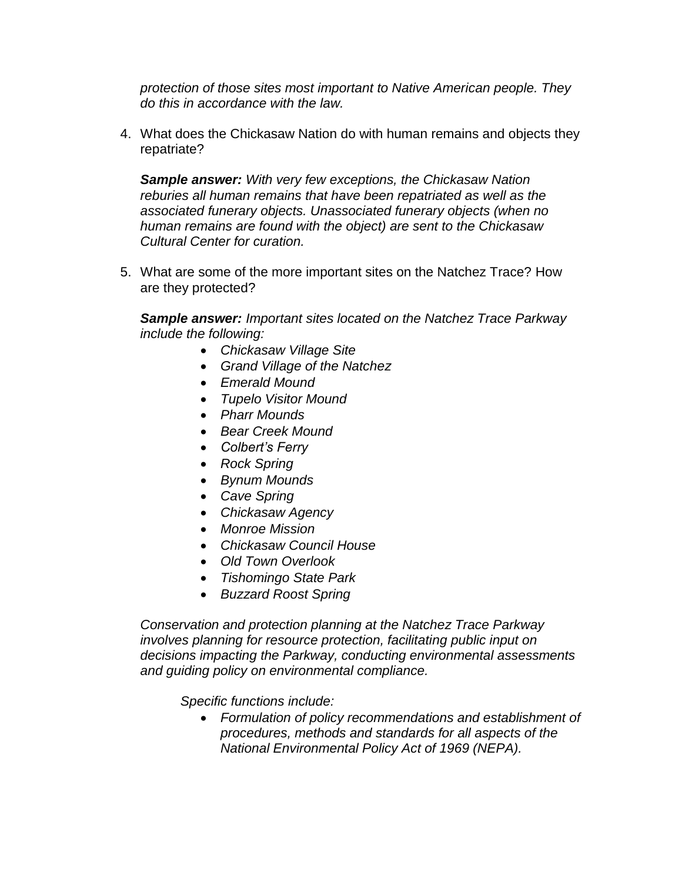*protection of those sites most important to Native American people. They do this in accordance with the law.*

4. What does the Chickasaw Nation do with human remains and objects they repatriate?

   ***Sample answer:*** *With very few exceptions, the Chickasaw Nation reburies all human remains that have been repatriated as well as the associated funerary objects. Unassociated funerary objects (when no human remains are found with the object) are sent to the Chickasaw Cultural Center for curation.*

5. What are some of the more important sites on the Natchez Trace? How are they protected?

   ***Sample answer:*** *Important sites located on the Natchez Trace Parkway include the following:*

   - *Chickasaw Village Site*
   - *Grand Village of the Natchez*
   - *Emerald Mound*
   - *Tupelo Visitor Mound*
   - *Pharr Mounds*
   - *Bear Creek Mound*
   - *Colbert's Ferry*
   - *Rock Spring*
   - *Bynum Mounds*
   - *Cave Spring*
   - *Chickasaw Agency*
   - *Monroe Mission*
   - *Chickasaw Council House*
   - *Old Town Overlook*
   - *Tishomingo State Park*
   - *Buzzard Roost Spring*

   *Conservation and protection planning at the Natchez Trace Parkway involves planning for resource protection, facilitating public input on decisions impacting the Parkway, conducting environmental assessments and guiding policy on environmental compliance.*

   *Specific functions include:*

   - *Formulation of policy recommendations and establishment of procedures, methods and standards for all aspects of the National Environmental Policy Act of 1969 (NEPA).*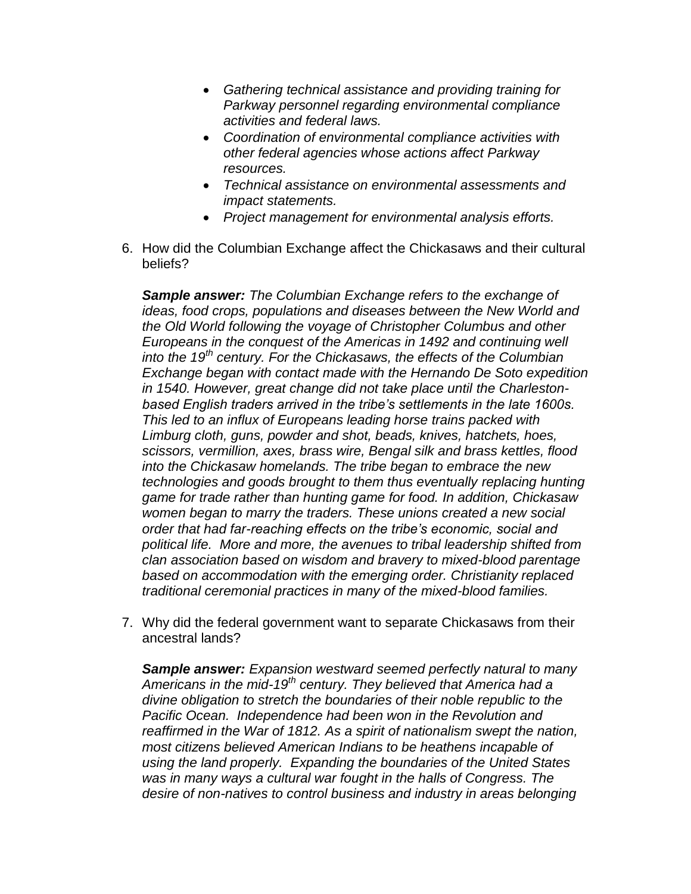- *Gathering technical assistance and providing training for Parkway personnel regarding environmental compliance activities and federal laws.*
- *Coordination of environmental compliance activities with other federal agencies whose actions affect Parkway resources.*
- *Technical assistance on environmental assessments and impact statements.*
- *Project management for environmental analysis efforts.*

6. How did the Columbian Exchange affect the Chickasaws and their cultural beliefs?

   ***Sample answer:*** *The Columbian Exchange refers to the exchange of ideas, food crops, populations and diseases between the New World and the Old World following the voyage of Christopher Columbus and other Europeans in the conquest of the Americas in 1492 and continuing well into the 19th century. For the Chickasaws, the effects of the Columbian Exchange began with contact made with the Hernando De Soto expedition in 1540. However, great change did not take place until the Charleston-based English traders arrived in the tribe's settlements in the late 1600s. This led to an influx of Europeans leading horse trains packed with Limburg cloth, guns, powder and shot, beads, knives, hatchets, hoes, scissors, vermillion, axes, brass wire, Bengal silk and brass kettles, flood into the Chickasaw homelands. The tribe began to embrace the new technologies and goods brought to them thus eventually replacing hunting game for trade rather than hunting game for food. In addition, Chickasaw women began to marry the traders. These unions created a new social order that had far-reaching effects on the tribe's economic, social and political life. More and more, the avenues to tribal leadership shifted from clan association based on wisdom and bravery to mixed-blood parentage based on accommodation with the emerging order. Christianity replaced traditional ceremonial practices in many of the mixed-blood families.*

7. Why did the federal government want to separate Chickasaws from their ancestral lands?

   ***Sample answer:*** *Expansion westward seemed perfectly natural to many Americans in the mid-19th century. They believed that America had a divine obligation to stretch the boundaries of their noble republic to the Pacific Ocean. Independence had been won in the Revolution and reaffirmed in the War of 1812. As a spirit of nationalism swept the nation, most citizens believed American Indians to be heathens incapable of using the land properly. Expanding the boundaries of the United States was in many ways a cultural war fought in the halls of Congress. The desire of non-natives to control business and industry in areas belonging*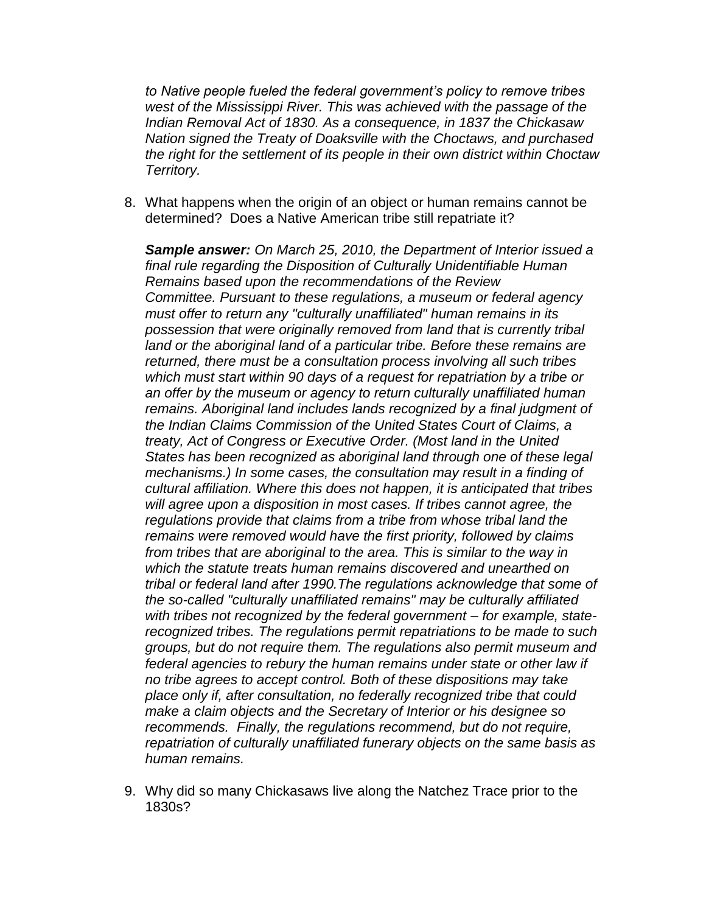*to Native people fueled the federal government's policy to remove tribes west of the Mississippi River. This was achieved with the passage of the Indian Removal Act of 1830. As a consequence, in 1837 the Chickasaw Nation signed the Treaty of Doaksville with the Choctaws, and purchased the right for the settlement of its people in their own district within Choctaw Territory.*

8. What happens when the origin of an object or human remains cannot be determined? Does a Native American tribe still repatriate it?

   ***Sample answer:*** *On March 25, 2010, the Department of Interior issued a final rule regarding the Disposition of Culturally Unidentifiable Human Remains based upon the recommendations of the Review Committee. Pursuant to these regulations, a museum or federal agency must offer to return any "culturally unaffiliated" human remains in its possession that were originally removed from land that is currently tribal land or the aboriginal land of a particular tribe. Before these remains are returned, there must be a consultation process involving all such tribes which must start within 90 days of a request for repatriation by a tribe or an offer by the museum or agency to return culturally unaffiliated human remains. Aboriginal land includes lands recognized by a final judgment of the Indian Claims Commission of the United States Court of Claims, a treaty, Act of Congress or Executive Order. (Most land in the United States has been recognized as aboriginal land through one of these legal mechanisms.) In some cases, the consultation may result in a finding of cultural affiliation. Where this does not happen, it is anticipated that tribes will agree upon a disposition in most cases. If tribes cannot agree, the regulations provide that claims from a tribe from whose tribal land the remains were removed would have the first priority, followed by claims from tribes that are aboriginal to the area. This is similar to the way in which the statute treats human remains discovered and unearthed on tribal or federal land after 1990.The regulations acknowledge that some of the so-called "culturally unaffiliated remains" may be culturally affiliated with tribes not recognized by the federal government – for example, state-recognized tribes. The regulations permit repatriations to be made to such groups, but do not require them. The regulations also permit museum and federal agencies to rebury the human remains under state or other law if no tribe agrees to accept control. Both of these dispositions may take place only if, after consultation, no federally recognized tribe that could make a claim objects and the Secretary of Interior or his designee so recommends. Finally, the regulations recommend, but do not require, repatriation of culturally unaffiliated funerary objects on the same basis as human remains.*

9. Why did so many Chickasaws live along the Natchez Trace prior to the 1830s?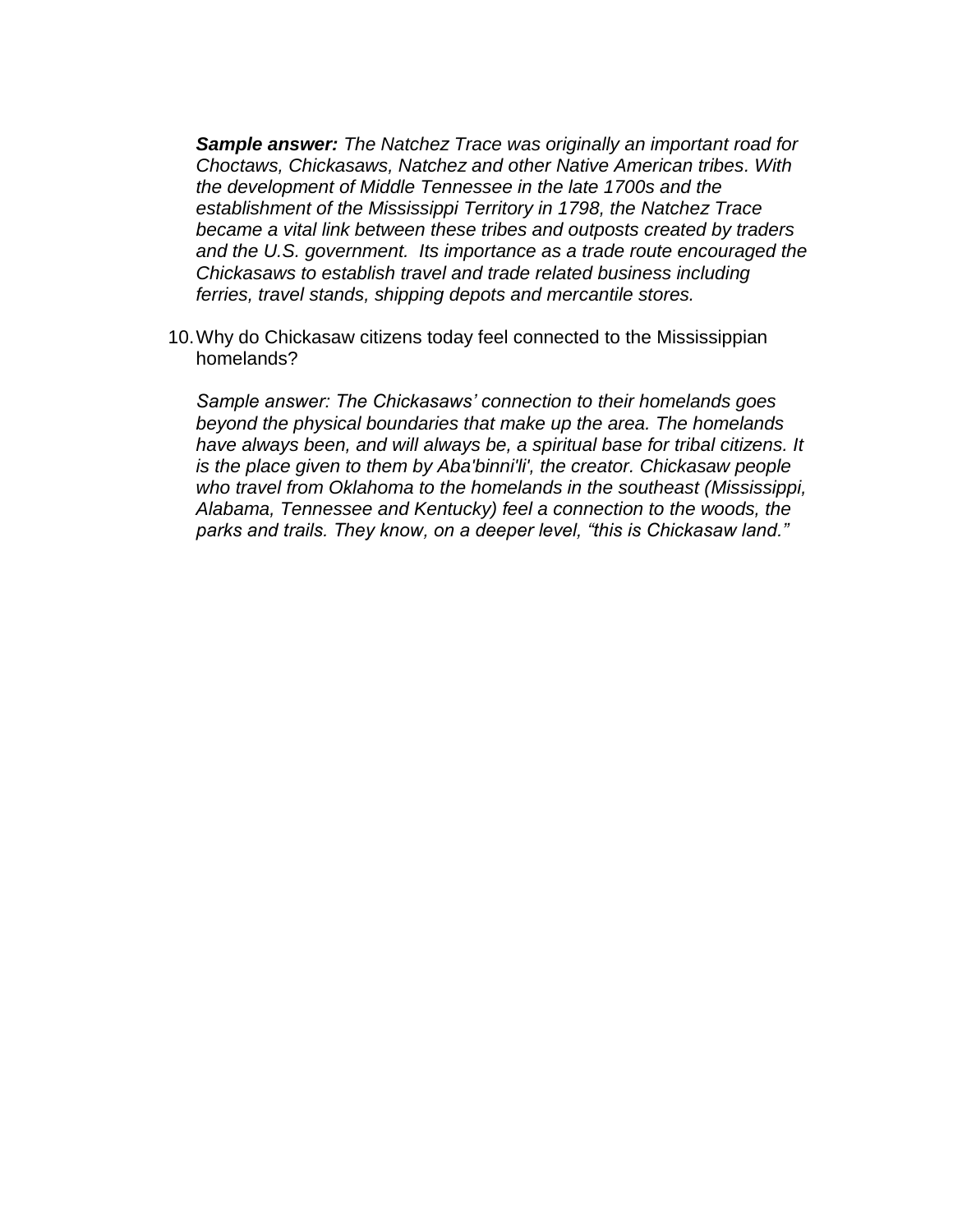***Sample answer:*** *The Natchez Trace was originally an important road for Choctaws, Chickasaws, Natchez and other Native American tribes. With the development of Middle Tennessee in the late 1700s and the establishment of the Mississippi Territory in 1798, the Natchez Trace became a vital link between these tribes and outposts created by traders and the U.S. government. Its importance as a trade route encouraged the Chickasaws to establish travel and trade related business including ferries, travel stands, shipping depots and mercantile stores.*

10. Why do Chickasaw citizens today feel connected to the Mississippian homelands?

    *Sample answer: The Chickasaws' connection to their homelands goes beyond the physical boundaries that make up the area. The homelands have always been, and will always be, a spiritual base for tribal citizens. It is the place given to them by Aba'binni'li', the creator. Chickasaw people who travel from Oklahoma to the homelands in the southeast (Mississippi, Alabama, Tennessee and Kentucky) feel a connection to the woods, the parks and trails. They know, on a deeper level, "this is Chickasaw land."*